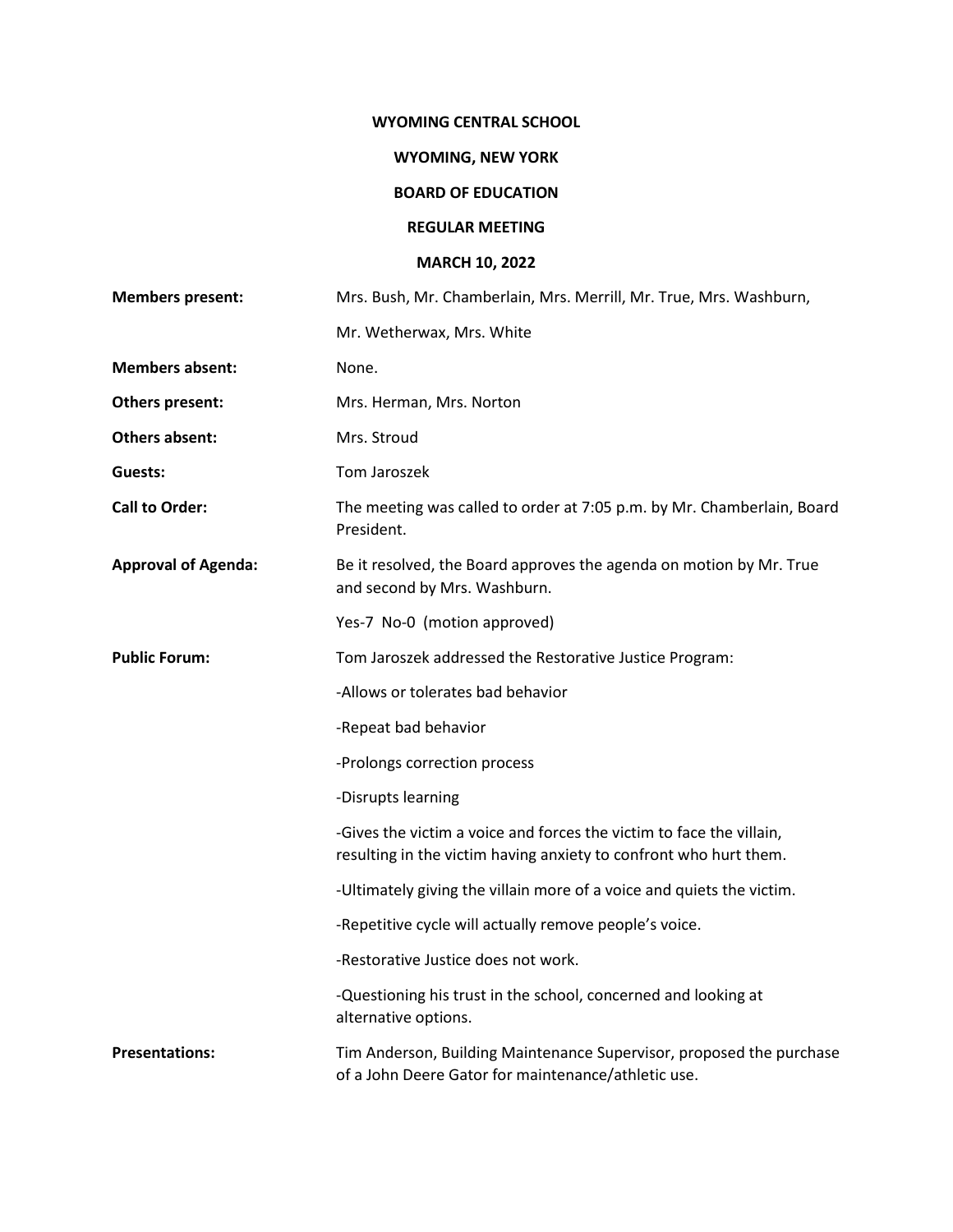**WYOMING CENTRAL SCHOOL**

**WYOMING, NEW YORK**

**BOARD OF EDUCATION**

**REGULAR MEETING**

**MARCH 10, 2022**

**Members present:** Mrs. Bush, Mr. Chamberlain, Mrs. Merrill, Mr. True, Mrs. Washburn, Mr. Wetherwax, Mrs. White

**Members absent:** None.

**Others present:** Mrs. Herman, Mrs. Norton

**Others absent:** Mrs. Stroud

**Guests:** Tom Jaroszek

**Call to Order:** The meeting was called to order at 7:05 p.m. by Mr. Chamberlain, Board President.

**Approval of Agenda:** Be it resolved, the Board approves the agenda on motion by Mr. True and second by Mrs. Washburn.

Yes-7 No-0 (motion approved)

**Public Forum:** Tom Jaroszek addressed the Restorative Justice Program:

-Allows or tolerates bad behavior

-Repeat bad behavior

-Prolongs correction process

-Disrupts learning

-Gives the victim a voice and forces the victim to face the villain, resulting in the victim having anxiety to confront who hurt them.

-Ultimately giving the villain more of a voice and quiets the victim.

-Repetitive cycle will actually remove people's voice.

-Restorative Justice does not work.

-Questioning his trust in the school, concerned and looking at alternative options.

**Presentations:** Tim Anderson, Building Maintenance Supervisor, proposed the purchase of a John Deere Gator for maintenance/athletic use.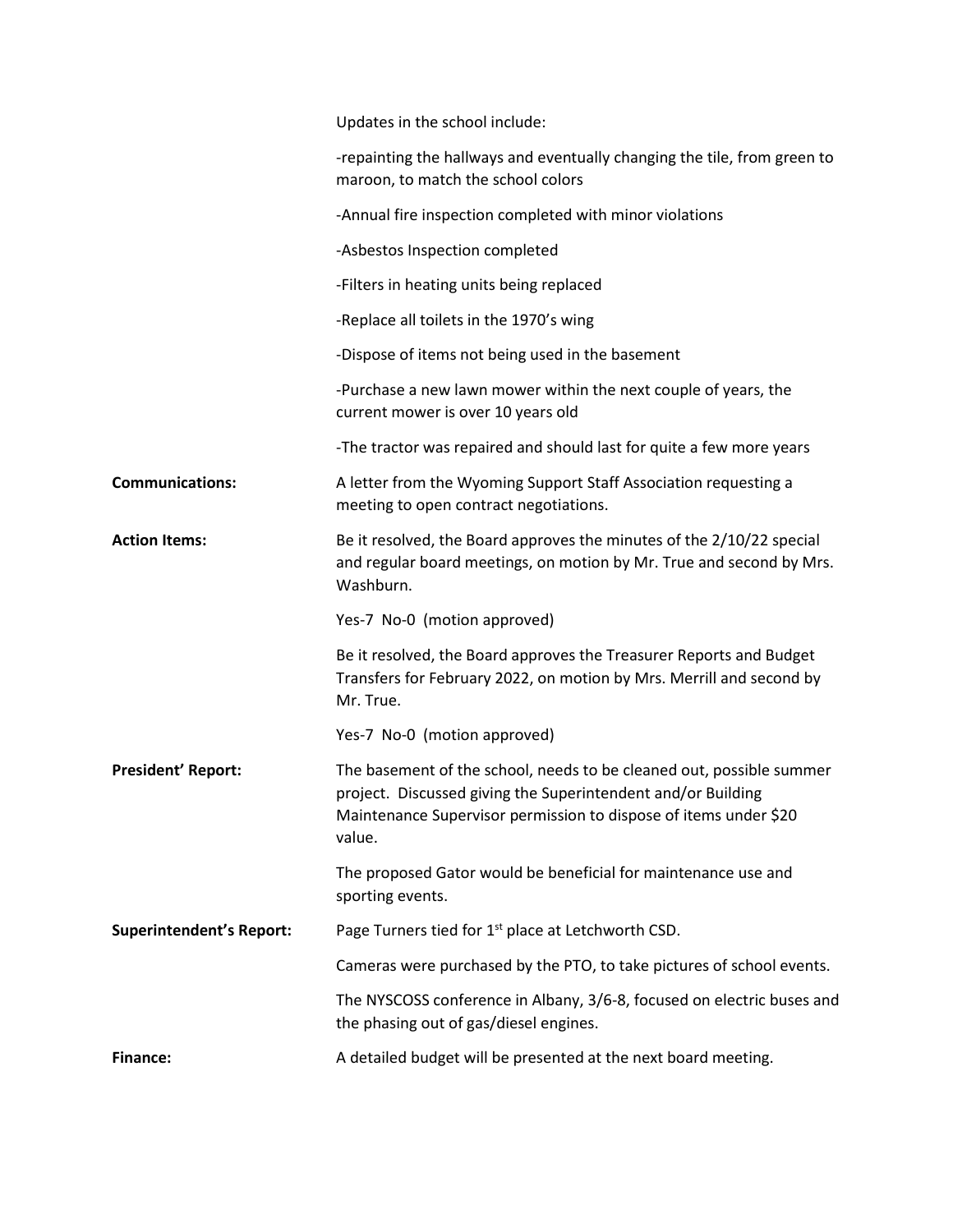Updates in the school include:

-repainting the hallways and eventually changing the tile, from green to maroon, to match the school colors

-Annual fire inspection completed with minor violations

-Asbestos Inspection completed

-Filters in heating units being replaced

-Replace all toilets in the 1970's wing

-Dispose of items not being used in the basement

-Purchase a new lawn mower within the next couple of years, the current mower is over 10 years old

-The tractor was repaired and should last for quite a few more years

**Communications:** A letter from the Wyoming Support Staff Association requesting a meeting to open contract negotiations.

**Action Items:** Be it resolved, the Board approves the minutes of the 2/10/22 special and regular board meetings, on motion by Mr. True and second by Mrs. Washburn.

Yes-7 No-0 (motion approved)

Be it resolved, the Board approves the Treasurer Reports and Budget Transfers for February 2022, on motion by Mrs. Merrill and second by Mr. True.

Yes-7 No-0 (motion approved)

**President' Report:** The basement of the school, needs to be cleaned out, possible summer project. Discussed giving the Superintendent and/or Building Maintenance Supervisor permission to dispose of items under $20 value.

The proposed Gator would be beneficial for maintenance use and sporting events.

**Superintendent's Report:** Page Turners tied for 1st place at Letchworth CSD.

Cameras were purchased by the PTO, to take pictures of school events.

The NYSCOSS conference in Albany, 3/6-8, focused on electric buses and the phasing out of gas/diesel engines.

**Finance:** A detailed budget will be presented at the next board meeting.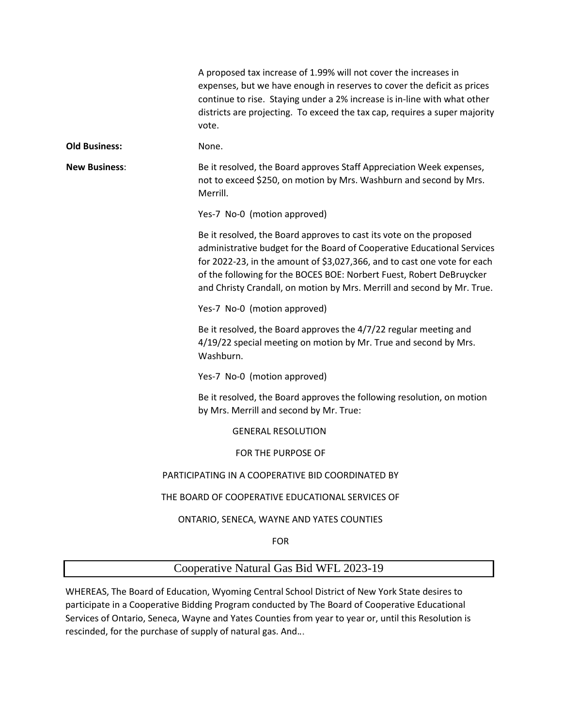A proposed tax increase of 1.99% will not cover the increases in expenses, but we have enough in reserves to cover the deficit as prices continue to rise. Staying under a 2% increase is in-line with what other districts are projecting. To exceed the tax cap, requires a super majority vote.

**Old Business:** None.

**New Business**: Be it resolved, the Board approves Staff Appreciation Week expenses, not to exceed $250, on motion by Mrs. Washburn and second by Mrs. Merrill.

Yes-7 No-0 (motion approved)

Be it resolved, the Board approves to cast its vote on the proposed administrative budget for the Board of Cooperative Educational Services for 2022-23, in the amount of $3,027,366, and to cast one vote for each of the following for the BOCES BOE: Norbert Fuest, Robert DeBruycker and Christy Crandall, on motion by Mrs. Merrill and second by Mr. True.

Yes-7 No-0 (motion approved)

Be it resolved, the Board approves the 4/7/22 regular meeting and 4/19/22 special meeting on motion by Mr. True and second by Mrs. Washburn.

Yes-7 No-0 (motion approved)

Be it resolved, the Board approves the following resolution, on motion by Mrs. Merrill and second by Mr. True:

GENERAL RESOLUTION

FOR THE PURPOSE OF

PARTICIPATING IN A COOPERATIVE BID COORDINATED BY

THE BOARD OF COOPERATIVE EDUCATIONAL SERVICES OF

ONTARIO, SENECA, WAYNE AND YATES COUNTIES

FOR

| Cooperative Natural Gas Bid WFL 2023-19 |
| --- |

WHEREAS, The Board of Education, Wyoming Central School District of New York State desires to participate in a Cooperative Bidding Program conducted by The Board of Cooperative Educational Services of Ontario, Seneca, Wayne and Yates Counties from year to year or, until this Resolution is rescinded, for the purchase of supply of natural gas. And…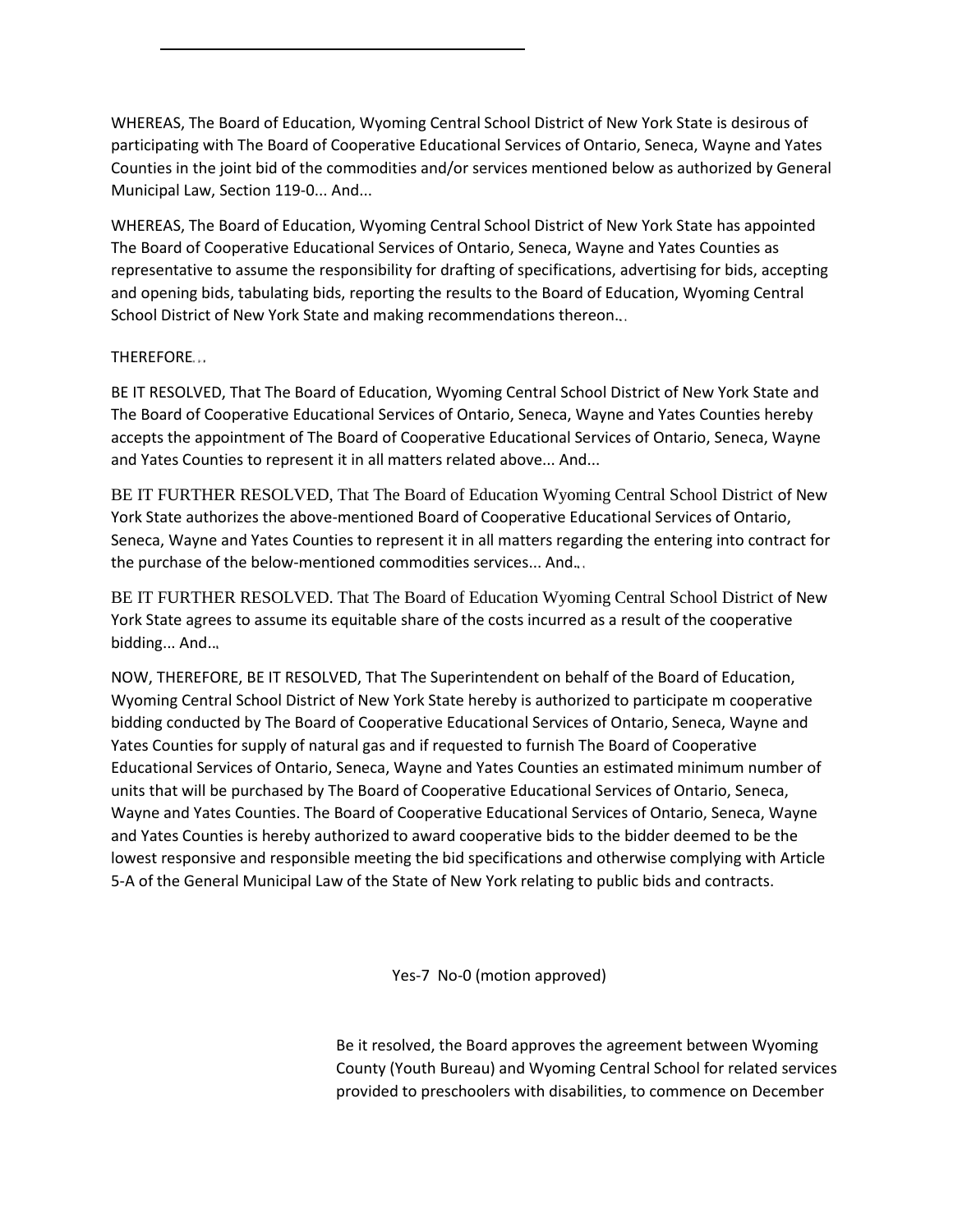WHEREAS, The Board of Education, Wyoming Central School District of New York State is desirous of participating with The Board of Cooperative Educational Services of Ontario, Seneca, Wayne and Yates Counties in the joint bid of the commodities and/or services mentioned below as authorized by General Municipal Law, Section 119-0... And...

WHEREAS, The Board of Education, Wyoming Central School District of New York State has appointed The Board of Cooperative Educational Services of Ontario, Seneca, Wayne and Yates Counties as representative to assume the responsibility for drafting of specifications, advertising for bids, accepting and opening bids, tabulating bids, reporting the results to the Board of Education, Wyoming Central School District of New York State and making recommendations thereon...

THEREFORE...

BE IT RESOLVED, That The Board of Education, Wyoming Central School District of New York State and The Board of Cooperative Educational Services of Ontario, Seneca, Wayne and Yates Counties hereby accepts the appointment of The Board of Cooperative Educational Services of Ontario, Seneca, Wayne and Yates Counties to represent it in all matters related above... And...

BE IT FURTHER RESOLVED, That The Board of Education Wyoming Central School District of New York State authorizes the above-mentioned Board of Cooperative Educational Services of Ontario, Seneca, Wayne and Yates Counties to represent it in all matters regarding the entering into contract for the purchase of the below-mentioned commodities services... And...

BE IT FURTHER RESOLVED. That The Board of Education Wyoming Central School District of New York State agrees to assume its equitable share of the costs incurred as a result of the cooperative bidding... And...

NOW, THEREFORE, BE IT RESOLVED, That The Superintendent on behalf of the Board of Education, Wyoming Central School District of New York State hereby is authorized to participate m cooperative bidding conducted by The Board of Cooperative Educational Services of Ontario, Seneca, Wayne and Yates Counties for supply of natural gas and if requested to furnish The Board of Cooperative Educational Services of Ontario, Seneca, Wayne and Yates Counties an estimated minimum number of units that will be purchased by The Board of Cooperative Educational Services of Ontario, Seneca, Wayne and Yates Counties. The Board of Cooperative Educational Services of Ontario, Seneca, Wayne and Yates Counties is hereby authorized to award cooperative bids to the bidder deemed to be the lowest responsive and responsible meeting the bid specifications and otherwise complying with Article 5-A of the General Municipal Law of the State of New York relating to public bids and contracts.

Yes-7 No-0 (motion approved)

Be it resolved, the Board approves the agreement between Wyoming County (Youth Bureau) and Wyoming Central School for related services provided to preschoolers with disabilities, to commence on December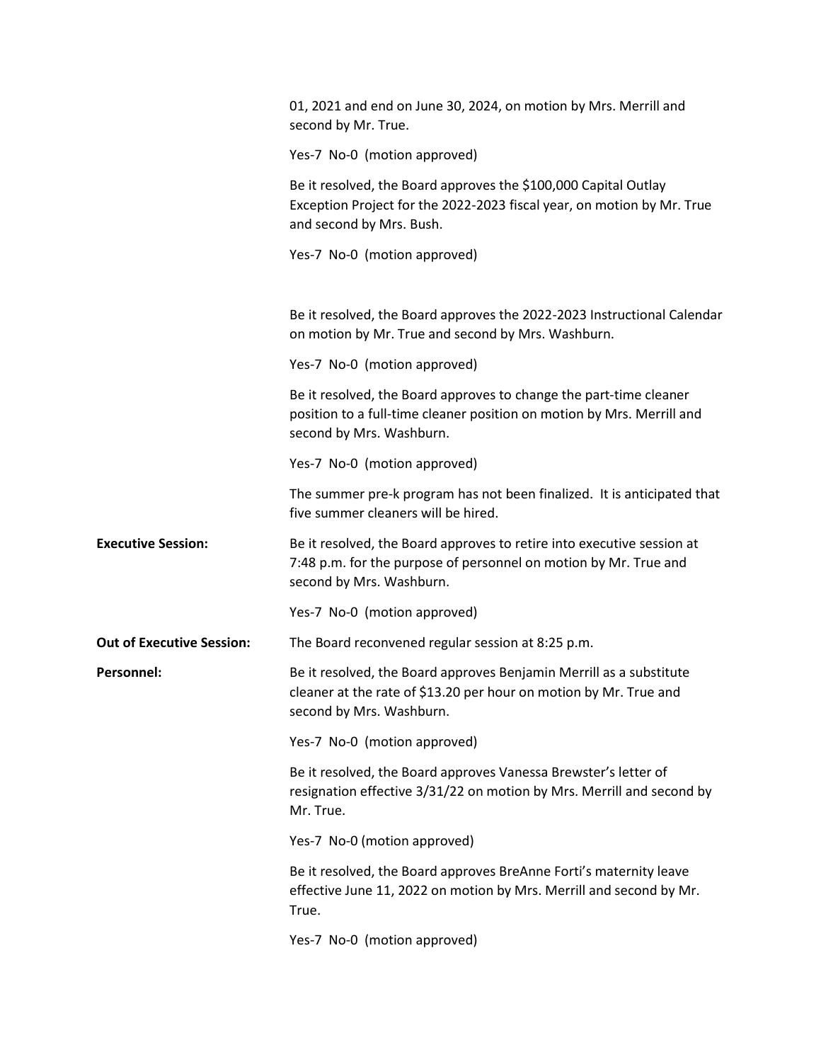01, 2021 and end on June 30, 2024, on motion by Mrs. Merrill and second by Mr. True.

Yes-7 No-0 (motion approved)

Be it resolved, the Board approves the $100,000 Capital Outlay Exception Project for the 2022-2023 fiscal year, on motion by Mr. True and second by Mrs. Bush.

Yes-7 No-0 (motion approved)

Be it resolved, the Board approves the 2022-2023 Instructional Calendar on motion by Mr. True and second by Mrs. Washburn.

Yes-7 No-0 (motion approved)

Be it resolved, the Board approves to change the part-time cleaner position to a full-time cleaner position on motion by Mrs. Merrill and second by Mrs. Washburn.

Yes-7 No-0 (motion approved)

The summer pre-k program has not been finalized. It is anticipated that five summer cleaners will be hired.

**Executive Session:** Be it resolved, the Board approves to retire into executive session at 7:48 p.m. for the purpose of personnel on motion by Mr. True and second by Mrs. Washburn.

Yes-7 No-0 (motion approved)

**Out of Executive Session:** The Board reconvened regular session at 8:25 p.m.

**Personnel:** Be it resolved, the Board approves Benjamin Merrill as a substitute cleaner at the rate of $13.20 per hour on motion by Mr. True and second by Mrs. Washburn.

Yes-7 No-0 (motion approved)

Be it resolved, the Board approves Vanessa Brewster's letter of resignation effective 3/31/22 on motion by Mrs. Merrill and second by Mr. True.

Yes-7 No-0 (motion approved)

Be it resolved, the Board approves BreAnne Forti's maternity leave effective June 11, 2022 on motion by Mrs. Merrill and second by Mr. True.

Yes-7 No-0 (motion approved)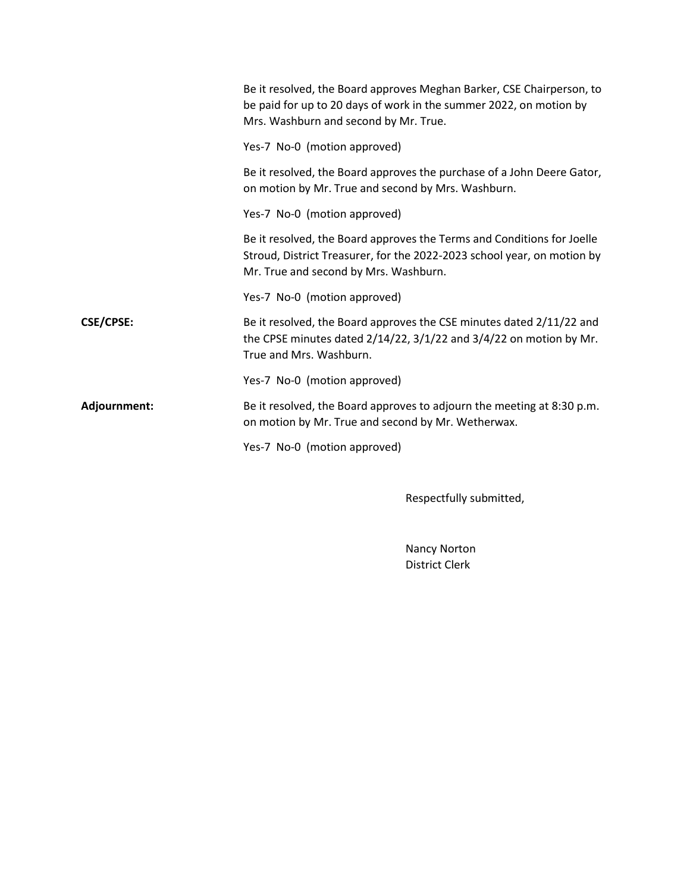Be it resolved, the Board approves Meghan Barker, CSE Chairperson, to be paid for up to 20 days of work in the summer 2022, on motion by Mrs. Washburn and second by Mr. True.

Yes-7 No-0 (motion approved)

Be it resolved, the Board approves the purchase of a John Deere Gator, on motion by Mr. True and second by Mrs. Washburn.

Yes-7 No-0 (motion approved)

Be it resolved, the Board approves the Terms and Conditions for Joelle Stroud, District Treasurer, for the 2022-2023 school year, on motion by Mr. True and second by Mrs. Washburn.

Yes-7 No-0 (motion approved)

**CSE/CPSE:** Be it resolved, the Board approves the CSE minutes dated 2/11/22 and the CPSE minutes dated 2/14/22, 3/1/22 and 3/4/22 on motion by Mr. True and Mrs. Washburn.

Yes-7 No-0 (motion approved)

**Adjournment:** Be it resolved, the Board approves to adjourn the meeting at 8:30 p.m. on motion by Mr. True and second by Mr. Wetherwax.

Yes-7 No-0 (motion approved)

Respectfully submitted,

Nancy Norton
District Clerk